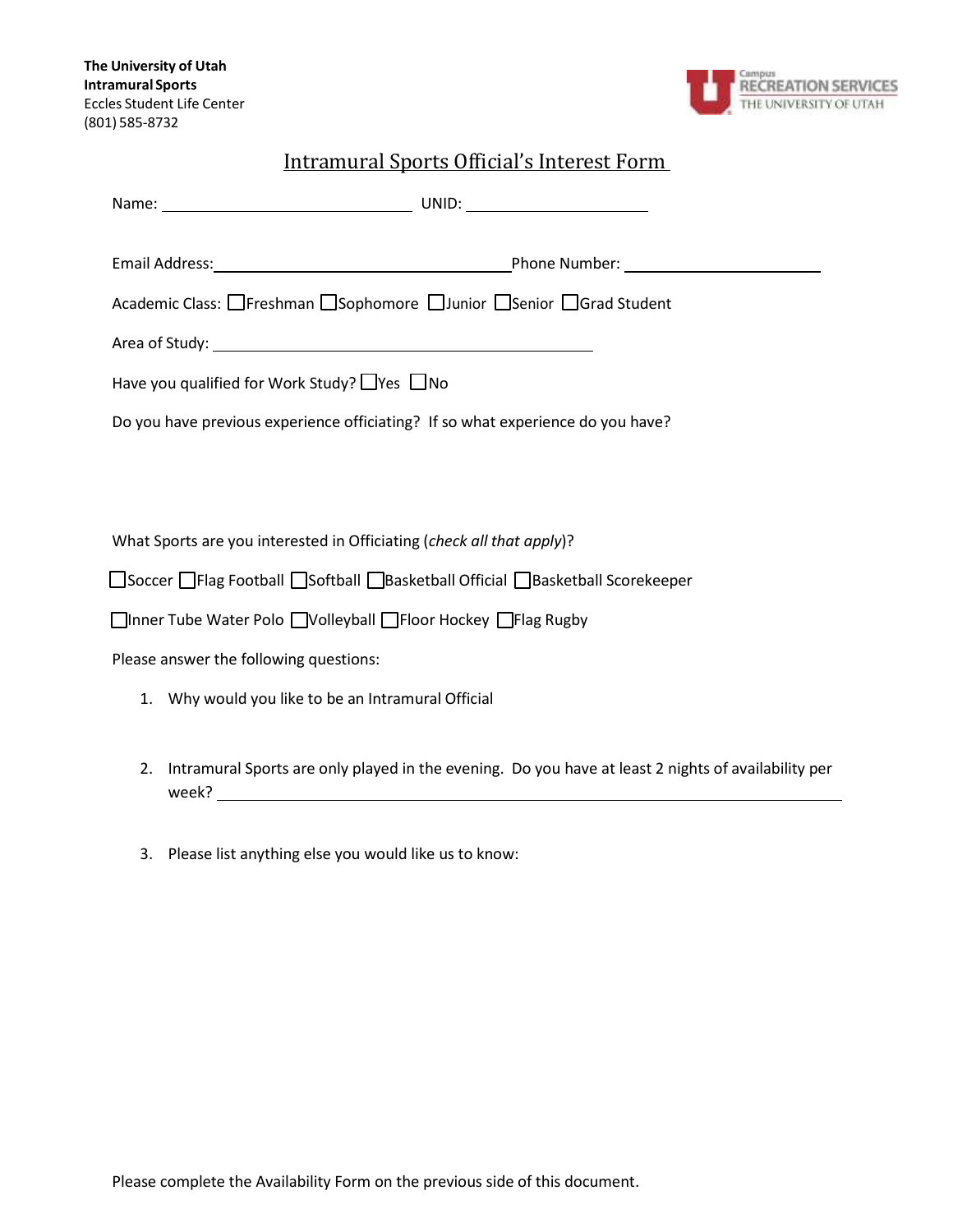**The University of Utah**
**Intramural Sports**
Eccles Student Life Center
(801) 585-8732

Campus RECREATION SERVICES THE UNIVERSITY OF UTAH

# Intramural Sports Official's Interest Form

Name: ______________________________ UNID: ______________________

Email Address: ____________________________________ Phone Number: ________________________

Academic Class: ☐Freshman ☐Sophomore ☐Junior ☐Senior ☐Grad Student

Area of Study: ______________________________________________

Have you qualified for Work Study? ☐Yes ☐No

Do you have previous experience officiating? If so what experience do you have?

What Sports are you interested in Officiating (*check all that apply*)?

☐Soccer ☐Flag Football ☐Softball ☐Basketball Official ☐Basketball Scorekeeper

☐Inner Tube Water Polo ☐Volleyball ☐Floor Hockey ☐Flag Rugby

Please answer the following questions:

1. Why would you like to be an Intramural Official
2. Intramural Sports are only played in the evening. Do you have at least 2 nights of availability per week? ____________________________________________________________
3. Please list anything else you would like us to know:

Please complete the Availability Form on the previous side of this document.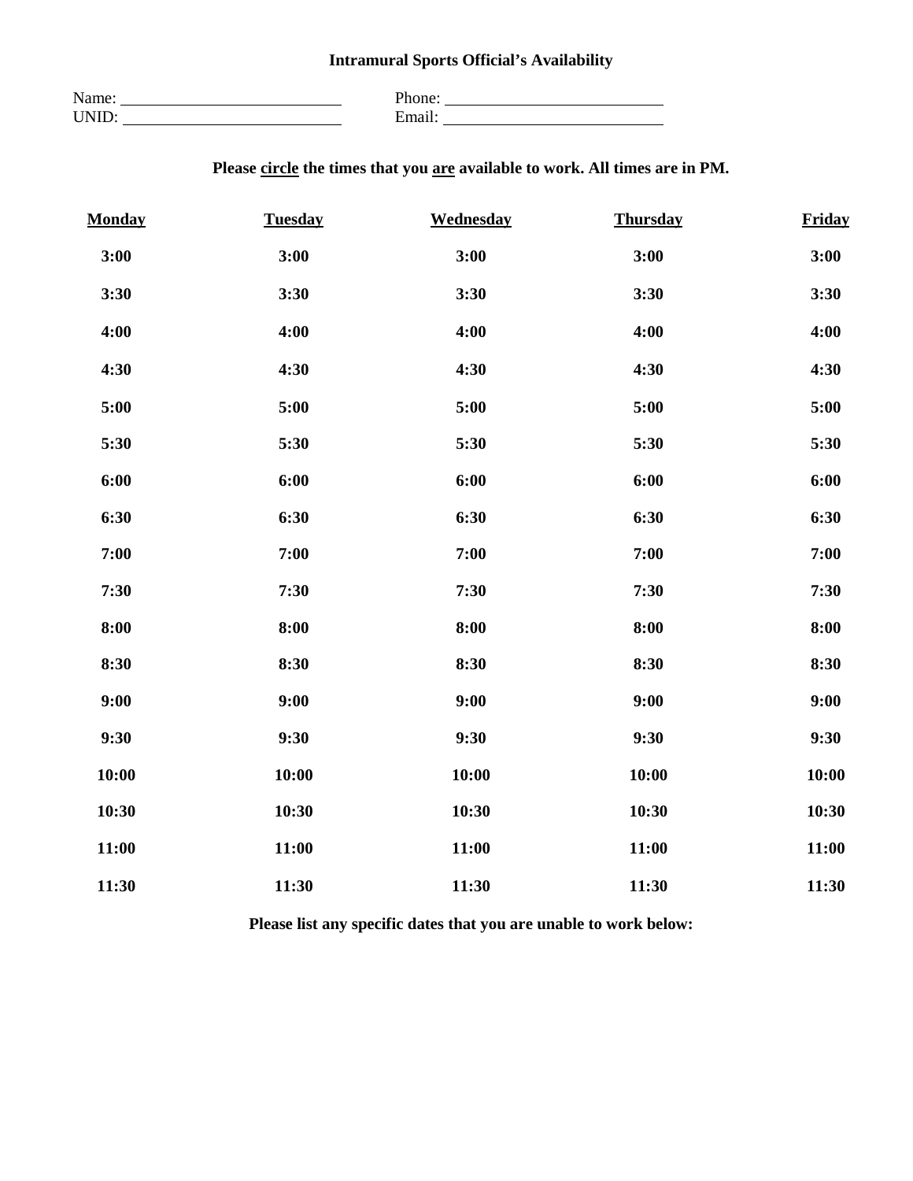**Intramural Sports Official's Availability**

Name: ____________________________ Phone: ____________________________

UNID: ____________________________ Email: ____________________________

**Please <u>circle</u> the times that you <u>are</u> available to work. All times are in PM.**

| **Monday** | **Tuesday** | **Wednesday** | **Thursday** | **Friday** |
|---|---|---|---|---|
| **3:00** | **3:00** | **3:00** | **3:00** | **3:00** |
| **3:30** | **3:30** | **3:30** | **3:30** | **3:30** |
| **4:00** | **4:00** | **4:00** | **4:00** | **4:00** |
| **4:30** | **4:30** | **4:30** | **4:30** | **4:30** |
| **5:00** | **5:00** | **5:00** | **5:00** | **5:00** |
| **5:30** | **5:30** | **5:30** | **5:30** | **5:30** |
| **6:00** | **6:00** | **6:00** | **6:00** | **6:00** |
| **6:30** | **6:30** | **6:30** | **6:30** | **6:30** |
| **7:00** | **7:00** | **7:00** | **7:00** | **7:00** |
| **7:30** | **7:30** | **7:30** | **7:30** | **7:30** |
| **8:00** | **8:00** | **8:00** | **8:00** | **8:00** |
| **8:30** | **8:30** | **8:30** | **8:30** | **8:30** |
| **9:00** | **9:00** | **9:00** | **9:00** | **9:00** |
| **9:30** | **9:30** | **9:30** | **9:30** | **9:30** |
| **10:00** | **10:00** | **10:00** | **10:00** | **10:00** |
| **10:30** | **10:30** | **10:30** | **10:30** | **10:30** |
| **11:00** | **11:00** | **11:00** | **11:00** | **11:00** |
| **11:30** | **11:30** | **11:30** | **11:30** | **11:30** |

**Please list any specific dates that you are unable to work below:**